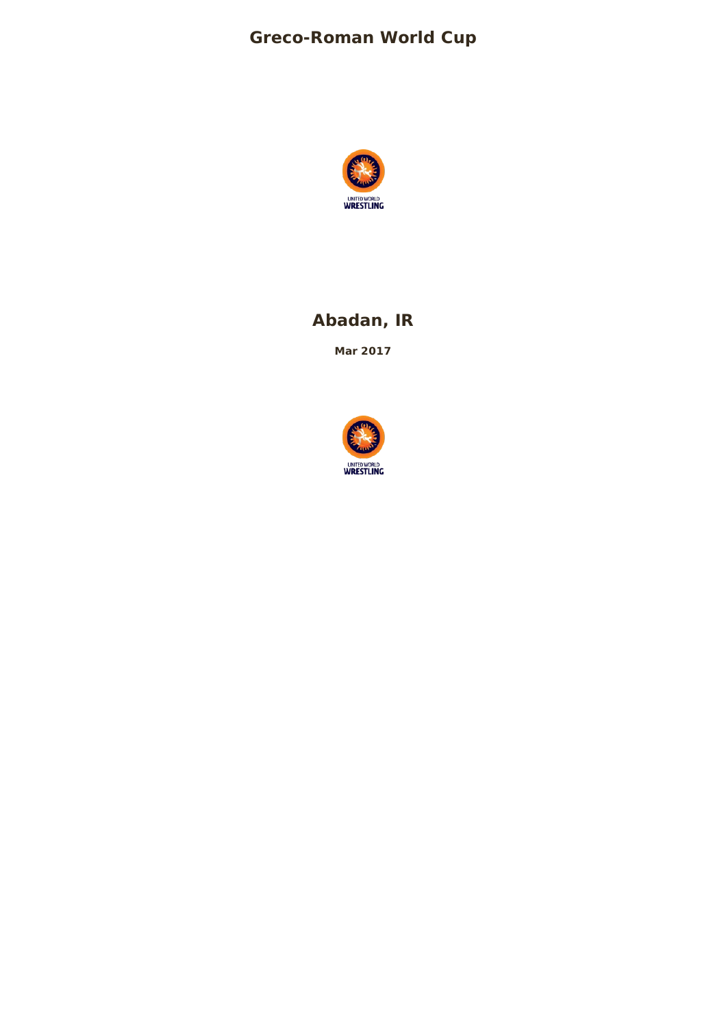# Greco-Roman World Cup

UNITED WORLD
WRESTLING

## Abadan, IR

**Mar 2017**

UNITED WORLD
WRESTLING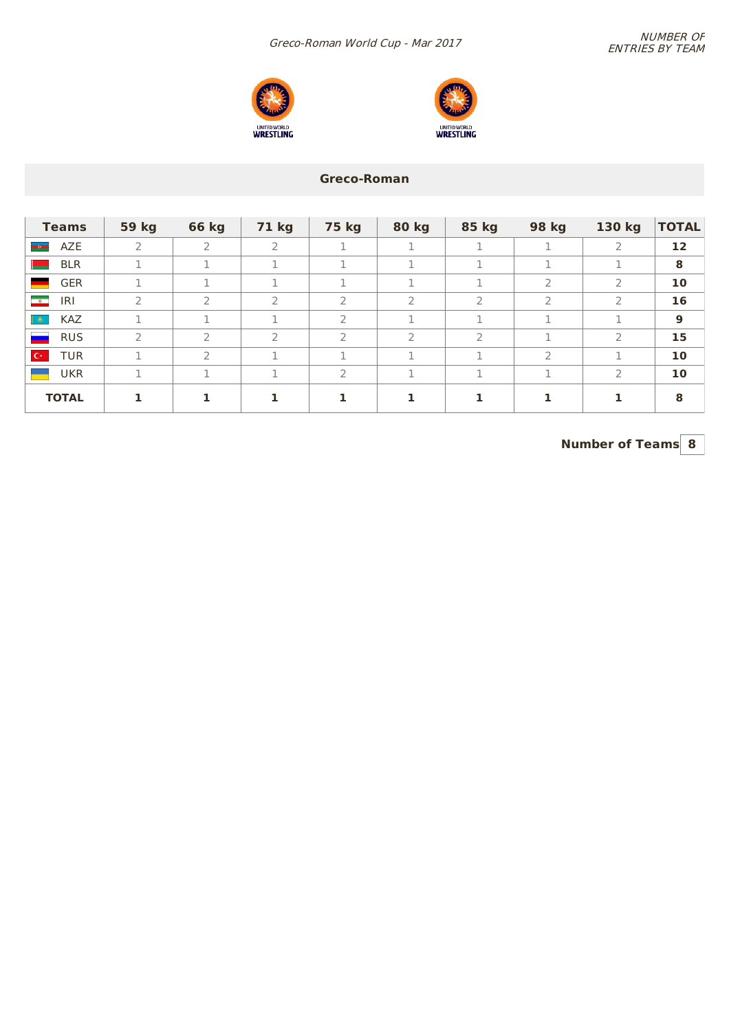*Greco-Roman World Cup - Mar 2017*

*NUMBER OF ENTRIES BY TEAM*

## Greco-Roman

| Teams | 59 kg | 66 kg | 71 kg | 75 kg | 80 kg | 85 kg | 98 kg | 130 kg | TOTAL |
|---|---|---|---|---|---|---|---|---|---|
| AZE | 2 | 2 | 2 | 1 | 1 | 1 | 1 | 2 | **12** |
| BLR | 1 | 1 | 1 | 1 | 1 | 1 | 1 | 1 | **8** |
| GER | 1 | 1 | 1 | 1 | 1 | 1 | 2 | 2 | **10** |
| IRI | 2 | 2 | 2 | 2 | 2 | 2 | 2 | 2 | **16** |
| KAZ | 1 | 1 | 1 | 2 | 1 | 1 | 1 | 1 | **9** |
| RUS | 2 | 2 | 2 | 2 | 2 | 2 | 1 | 2 | **15** |
| TUR | 1 | 2 | 1 | 1 | 1 | 1 | 2 | 1 | **10** |
| UKR | 1 | 1 | 1 | 2 | 1 | 1 | 1 | 2 | **10** |
| **TOTAL** | **1** | **1** | **1** | **1** | **1** | **1** | **1** | **1** | **8** |

**Number of Teams** | **8**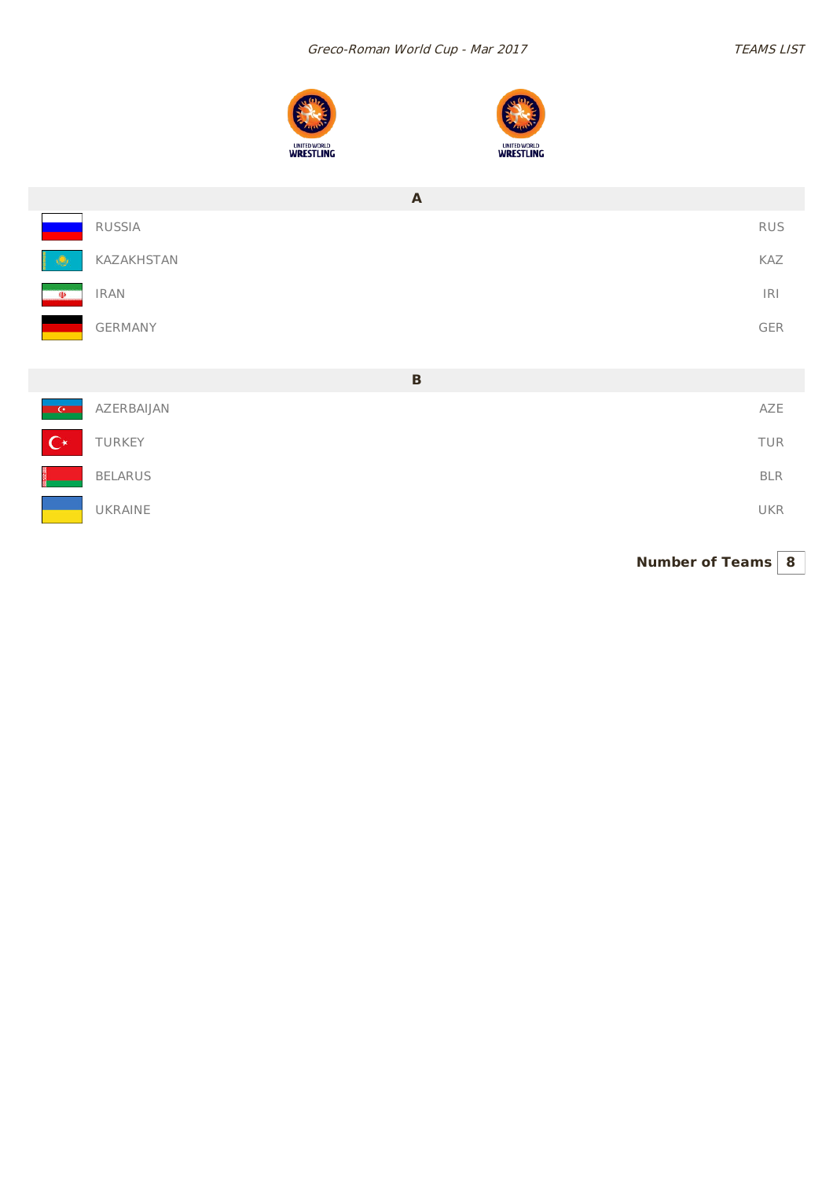*Greco-Roman World Cup - Mar 2017*

*TEAMS LIST*

| A | |
|---|---|
| RUSSIA | RUS |
| KAZAKHSTAN | KAZ |
| IRAN | IRI |
| GERMANY | GER |

| B | |
|---|---|
| AZERBAIJAN | AZE |
| TURKEY | TUR |
| BELARUS | BLR |
| UKRAINE | UKR |

**Number of Teams** 8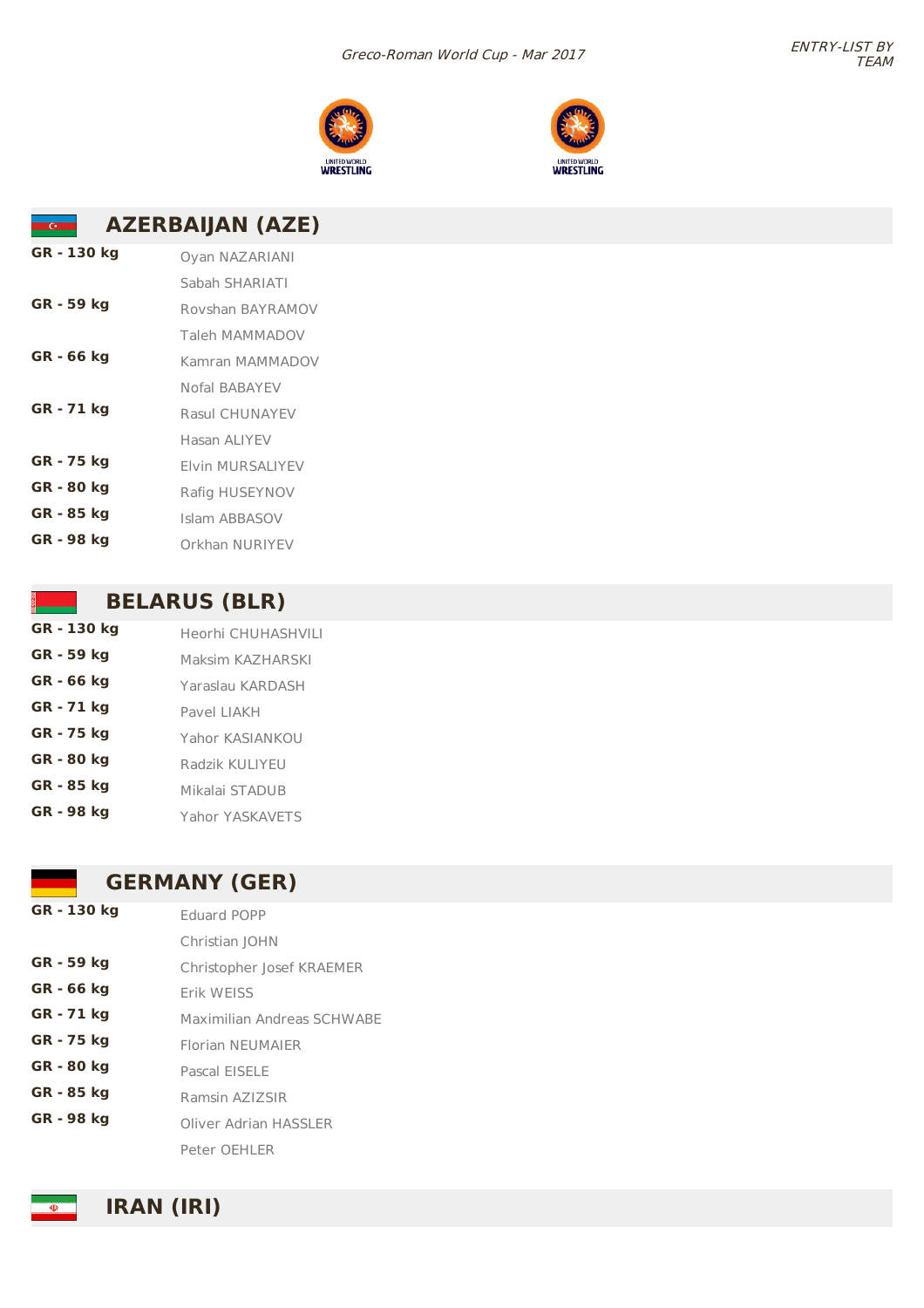## AZERBAIJAN (AZE)

| | |
|---|---|
| **GR - 130 kg** | Oyan NAZARIANI |
| | Sabah SHARIATI |
| **GR - 59 kg** | Rovshan BAYRAMOV |
| | Taleh MAMMADOV |
| **GR - 66 kg** | Kamran MAMMADOV |
| | Nofal BABAYEV |
| **GR - 71 kg** | Rasul CHUNAYEV |
| | Hasan ALIYEV |
| **GR - 75 kg** | Elvin MURSALIYEV |
| **GR - 80 kg** | Rafig HUSEYNOV |
| **GR - 85 kg** | Islam ABBASOV |
| **GR - 98 kg** | Orkhan NURIYEV |

## BELARUS (BLR)

| | |
|---|---|
| **GR - 130 kg** | Heorhi CHUHASHVILI |
| **GR - 59 kg** | Maksim KAZHARSKI |
| **GR - 66 kg** | Yaraslau KARDASH |
| **GR - 71 kg** | Pavel LIAKH |
| **GR - 75 kg** | Yahor KASIANKOU |
| **GR - 80 kg** | Radzik KULIYEU |
| **GR - 85 kg** | Mikalai STADUB |
| **GR - 98 kg** | Yahor YASKAVETS |

## GERMANY (GER)

| | |
|---|---|
| **GR - 130 kg** | Eduard POPP |
| | Christian JOHN |
| **GR - 59 kg** | Christopher Josef KRAEMER |
| **GR - 66 kg** | Erik WEISS |
| **GR - 71 kg** | Maximilian Andreas SCHWABE |
| **GR - 75 kg** | Florian NEUMAIER |
| **GR - 80 kg** | Pascal EISELE |
| **GR - 85 kg** | Ramsin AZIZSIR |
| **GR - 98 kg** | Oliver Adrian HASSLER |
| | Peter OEHLER |

## IRAN (IRI)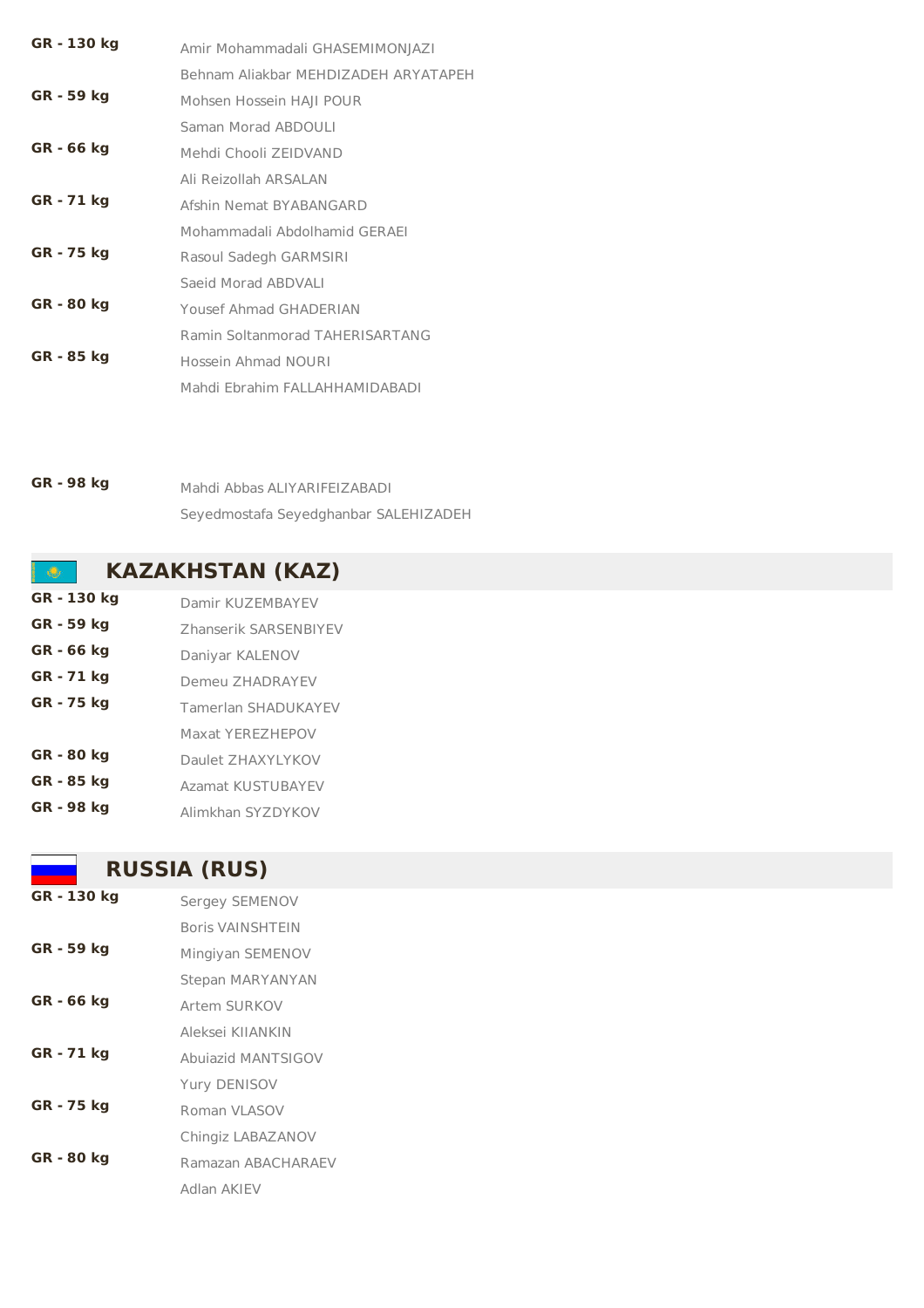| | |
|---|---|
| **GR - 130 kg** | Amir Mohammadali GHASEMIMONJAZI |
| | Behnam Aliakbar MEHDIZADEH ARYATAPEH |
| **GR - 59 kg** | Mohsen Hossein HAJI POUR |
| | Saman Morad ABDOULI |
| **GR - 66 kg** | Mehdi Chooli ZEIDVAND |
| | Ali Reizollah ARSALAN |
| **GR - 71 kg** | Afshin Nemat BYABANGARD |
| | Mohammadali Abdolhamid GERAEI |
| **GR - 75 kg** | Rasoul Sadegh GARMSIRI |
| | Saeid Morad ABDVALI |
| **GR - 80 kg** | Yousef Ahmad GHADERIAN |
| | Ramin Soltanmorad TAHERISARTANG |
| **GR - 85 kg** | Hossein Ahmad NOURI |
| | Mahdi Ebrahim FALLAHHAMIDABADI |
| **GR - 98 kg** | Mahdi Abbas ALIYARIFEIZABADI |
| | Seyedmostafa Seyedghanbar SALEHIZADEH |

## KAZAKHSTAN (KAZ)

| | |
|---|---|
| **GR - 130 kg** | Damir KUZEMBAYEV |
| **GR - 59 kg** | Zhanserik SARSENBIYEV |
| **GR - 66 kg** | Daniyar KALENOV |
| **GR - 71 kg** | Demeu ZHADRAYEV |
| **GR - 75 kg** | Tamerlan SHADUKAYEV |
| | Maxat YEREZHEPOV |
| **GR - 80 kg** | Daulet ZHAXYLYKOV |
| **GR - 85 kg** | Azamat KUSTUBAYEV |
| **GR - 98 kg** | Alimkhan SYZDYKOV |

## RUSSIA (RUS)

| | |
|---|---|
| **GR - 130 kg** | Sergey SEMENOV |
| | Boris VAINSHTEIN |
| **GR - 59 kg** | Mingiyan SEMENOV |
| | Stepan MARYANYAN |
| **GR - 66 kg** | Artem SURKOV |
| | Aleksei KIIANKIN |
| **GR - 71 kg** | Abuiazid MANTSIGOV |
| | Yury DENISOV |
| **GR - 75 kg** | Roman VLASOV |
| | Chingiz LABAZANOV |
| **GR - 80 kg** | Ramazan ABACHARAEV |
| | Adlan AKIEV |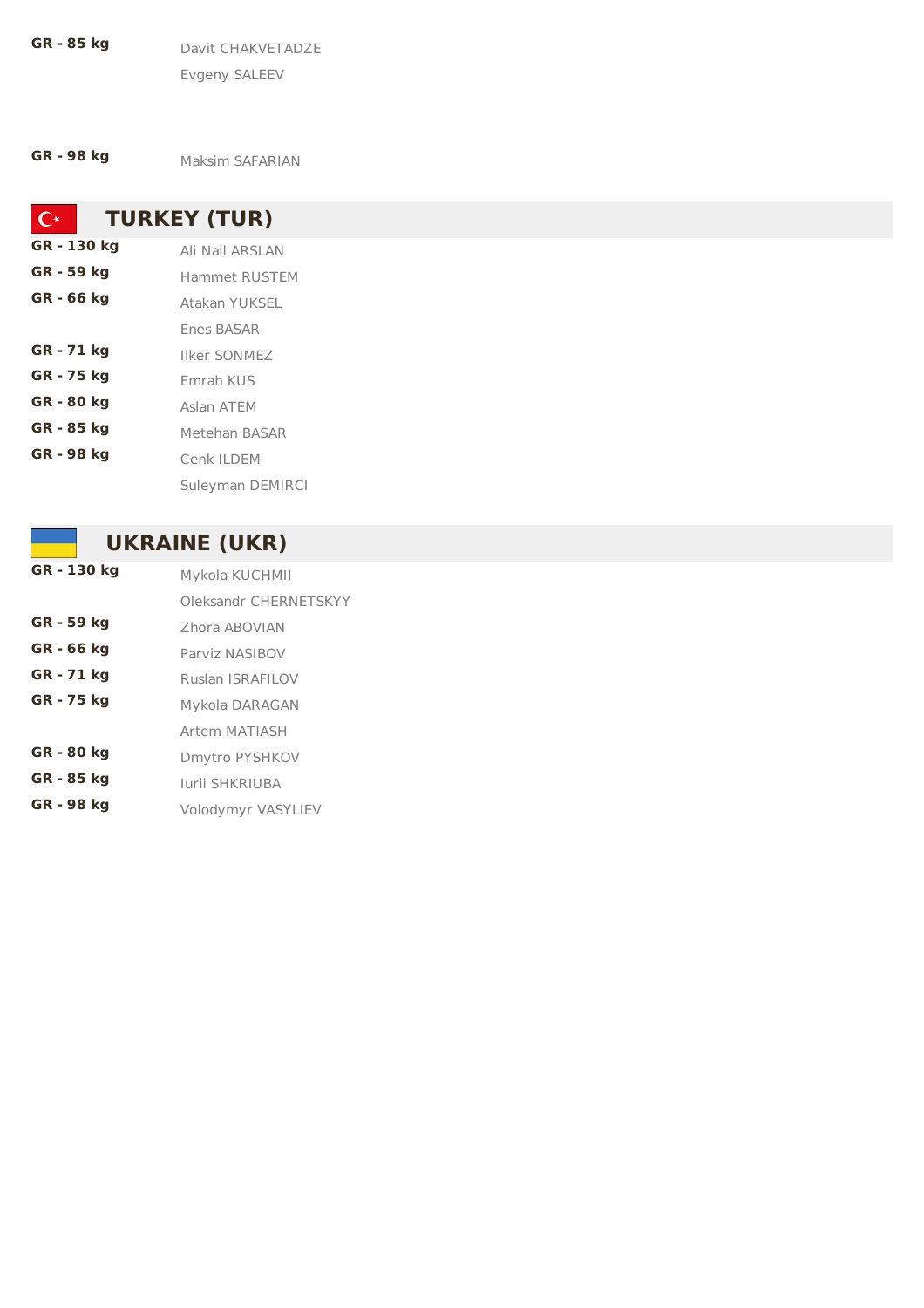| | |
|---|---|
| **GR - 85 kg** | Davit CHAKVETADZE |
| | Evgeny SALEEV |
| **GR - 98 kg** | Maksim SAFARIAN |

## TURKEY (TUR)

| | |
|---|---|
| **GR - 130 kg** | Ali Nail ARSLAN |
| **GR - 59 kg** | Hammet RUSTEM |
| **GR - 66 kg** | Atakan YUKSEL |
| | Enes BASAR |
| **GR - 71 kg** | Ilker SONMEZ |
| **GR - 75 kg** | Emrah KUS |
| **GR - 80 kg** | Aslan ATEM |
| **GR - 85 kg** | Metehan BASAR |
| **GR - 98 kg** | Cenk ILDEM |
| | Suleyman DEMIRCI |

## UKRAINE (UKR)

| | |
|---|---|
| **GR - 130 kg** | Mykola KUCHMII |
| | Oleksandr CHERNETSKYY |
| **GR - 59 kg** | Zhora ABOVIAN |
| **GR - 66 kg** | Parviz NASIBOV |
| **GR - 71 kg** | Ruslan ISRAFILOV |
| **GR - 75 kg** | Mykola DARAGAN |
| | Artem MATIASH |
| **GR - 80 kg** | Dmytro PYSHKOV |
| **GR - 85 kg** | Iurii SHKRIUBA |
| **GR - 98 kg** | Volodymyr VASYLIEV |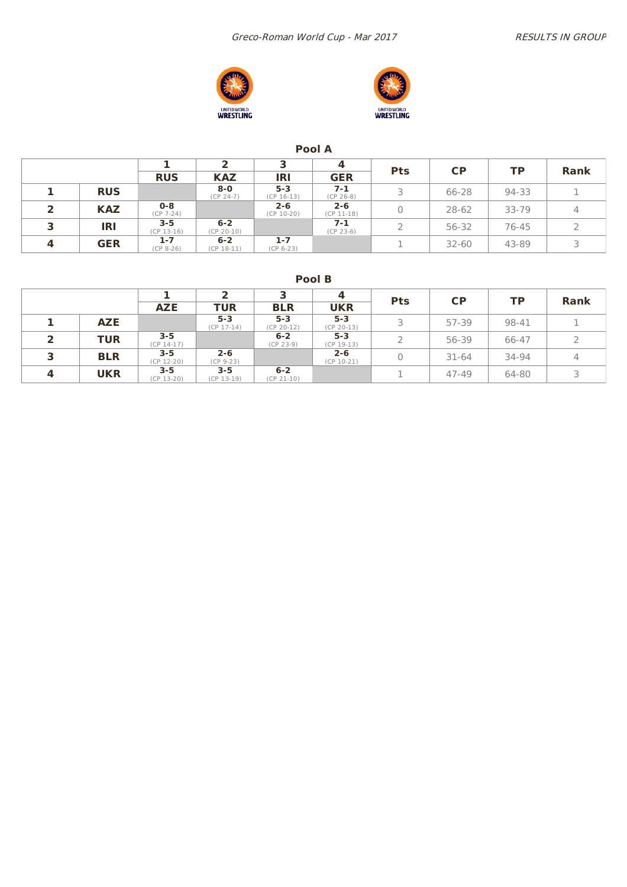## Pool A

| | | 1 | 2 | 3 | 4 | Pts | CP | TP | Rank |
|---|---|---|---|---|---|---|---|---|---|
| | | RUS | KAZ | IRI | GER | | | | |
| 1 | RUS | | 8-0 (CP 24-7) | 5-3 (CP 16-13) | 7-1 (CP 26-8) | 3 | 66-28 | 94-33 | 1 |
| 2 | KAZ | 0-8 (CP 7-24) | | 2-6 (CP 10-20) | 2-6 (CP 11-18) | 0 | 28-62 | 33-79 | 4 |
| 3 | IRI | 3-5 (CP 13-16) | 6-2 (CP 20-10) | | 7-1 (CP 23-6) | 2 | 56-32 | 76-45 | 2 |
| 4 | GER | 1-7 (CP 8-26) | 6-2 (CP 18-11) | 1-7 (CP 6-23) | | 1 | 32-60 | 43-89 | 3 |

## Pool B

| | | 1 | 2 | 3 | 4 | Pts | CP | TP | Rank |
|---|---|---|---|---|---|---|---|---|---|
| | | AZE | TUR | BLR | UKR | | | | |
| 1 | AZE | | 5-3 (CP 17-14) | 5-3 (CP 20-12) | 5-3 (CP 20-13) | 3 | 57-39 | 98-41 | 1 |
| 2 | TUR | 3-5 (CP 14-17) | | 6-2 (CP 23-9) | 5-3 (CP 19-13) | 2 | 56-39 | 66-47 | 2 |
| 3 | BLR | 3-5 (CP 12-20) | 2-6 (CP 9-23) | | 2-6 (CP 10-21) | 0 | 31-64 | 34-94 | 4 |
| 4 | UKR | 3-5 (CP 13-20) | 3-5 (CP 13-19) | 6-2 (CP 21-10) | | 1 | 47-49 | 64-80 | 3 |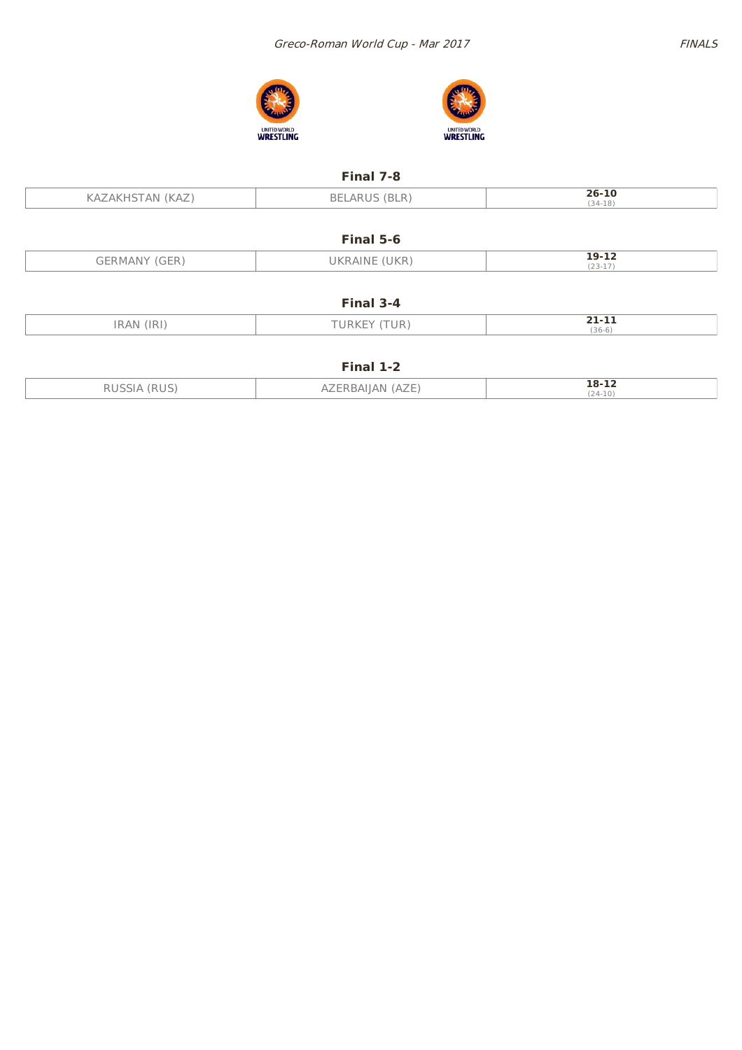Greco-Roman World Cup - Mar 2017

FINALS

### Final 7-8

| KAZAKHSTAN (KAZ) | BELARUS (BLR) | **26-10** (34-18) |
|---|---|---|

### Final 5-6

| GERMANY (GER) | UKRAINE (UKR) | **19-12** (23-17) |
|---|---|---|

### Final 3-4

| IRAN (IRI) | TURKEY (TUR) | **21-11** (36-6) |
|---|---|---|

### Final 1-2

| RUSSIA (RUS) | AZERBAIJAN (AZE) | **18-12** (24-10) |
|---|---|---|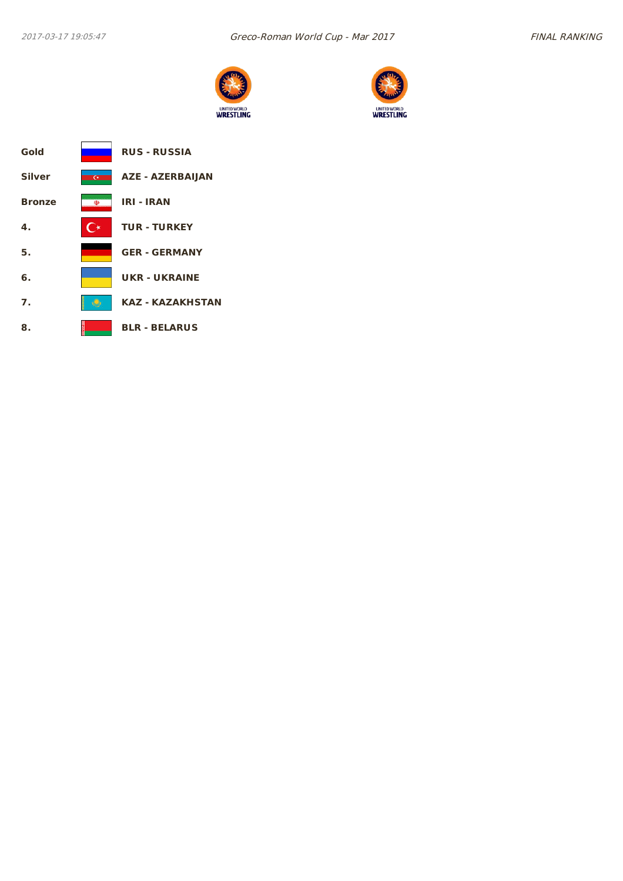| | |
|---|---|
| **Gold** | **RUS - RUSSIA** |
| **Silver** | **AZE - AZERBAIJAN** |
| **Bronze** | **IRI - IRAN** |
| **4.** | **TUR - TURKEY** |
| **5.** | **GER - GERMANY** |
| **6.** | **UKR - UKRAINE** |
| **7.** | **KAZ - KAZAKHSTAN** |
| **8.** | **BLR - BELARUS** |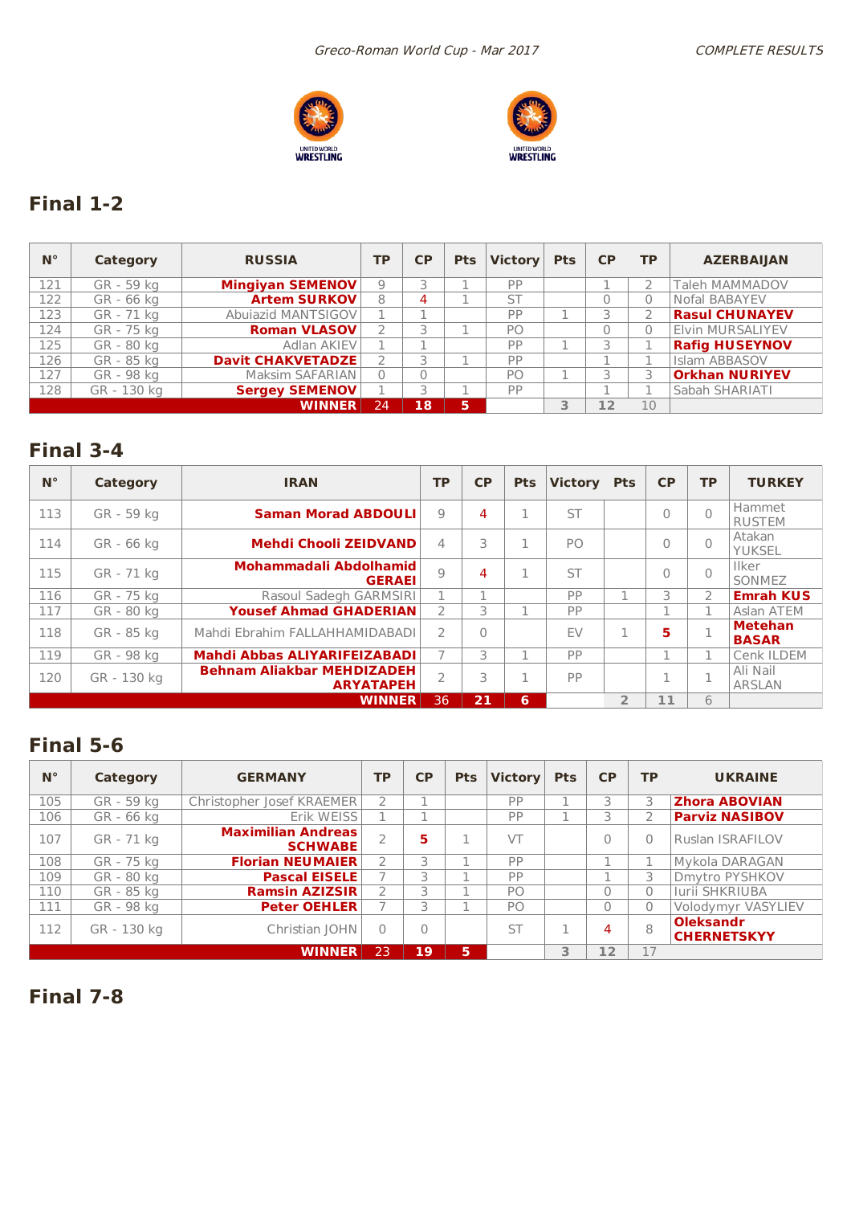## Final 1-2

| N° | Category | RUSSIA | TP | CP | Pts | Victory | Pts | CP | TP | AZERBAIJAN |
|---|---|---|---|---|---|---|---|---|---|---|
| 121 | GR - 59 kg | **Mingiyan SEMENOV** | 9 | 3 | 1 | PP | | 1 | 2 | Taleh MAMMADOV |
| 122 | GR - 66 kg | **Artem SURKOV** | 8 | 4 | 1 | ST | | 0 | 0 | Nofal BABAYEV |
| 123 | GR - 71 kg | Abuiazid MANTSIGOV | 1 | 1 | | PP | 1 | 3 | 2 | **Rasul CHUNAYEV** |
| 124 | GR - 75 kg | **Roman VLASOV** | 2 | 3 | 1 | PO | | 0 | 0 | Elvin MURSALIYEV |
| 125 | GR - 80 kg | Adlan AKIEV | 1 | 1 | | PP | 1 | 3 | 1 | **Rafig HUSEYNOV** |
| 126 | GR - 85 kg | **Davit CHAKVETADZE** | 2 | 3 | 1 | PP | | 1 | 1 | Islam ABBASOV |
| 127 | GR - 98 kg | Maksim SAFARIAN | 0 | 0 | | PO | 1 | 3 | 3 | **Orkhan NURIYEV** |
| 128 | GR - 130 kg | **Sergey SEMENOV** | 1 | 3 | 1 | PP | | 1 | 1 | Sabah SHARIATI |
| | | **WINNER** | 24 | **18** | **5** | | 3 | 12 | 10 | |

## Final 3-4

| N° | Category | IRAN | TP | CP | Pts | Victory | Pts | CP | TP | TURKEY |
|---|---|---|---|---|---|---|---|---|---|---|
| 113 | GR - 59 kg | **Saman Morad ABDOULI** | 9 | 4 | 1 | ST | | 0 | 0 | Hammet RUSTEM |
| 114 | GR - 66 kg | **Mehdi Chooli ZEIDVAND** | 4 | 3 | 1 | PO | | 0 | 0 | Atakan YUKSEL |
| 115 | GR - 71 kg | **Mohammadali Abdolhamid GERAEI** | 9 | 4 | 1 | ST | | 0 | 0 | Ilker SONMEZ |
| 116 | GR - 75 kg | Rasoul Sadegh GARMSIRI | 1 | 1 | | PP | 1 | 3 | 2 | **Emrah KUS** |
| 117 | GR - 80 kg | **Yousef Ahmad GHADERIAN** | 2 | 3 | 1 | PP | | 1 | 1 | Aslan ATEM |
| 118 | GR - 85 kg | Mahdi Ebrahim FALLAHHAMIDABADI | 2 | 0 | | EV | 1 | 5 | 1 | **Metehan BASAR** |
| 119 | GR - 98 kg | **Mahdi Abbas ALIYARIFEIZABADI** | 7 | 3 | 1 | PP | | 1 | 1 | Cenk ILDEM |
| 120 | GR - 130 kg | **Behnam Aliakbar MEHDIZADEH ARYATAPEH** | 2 | 3 | 1 | PP | | 1 | 1 | Ali Nail ARSLAN |
| | | **WINNER** | 36 | **21** | **6** | | 2 | 11 | 6 | |

## Final 5-6

| N° | Category | GERMANY | TP | CP | Pts | Victory | Pts | CP | TP | UKRAINE |
|---|---|---|---|---|---|---|---|---|---|---|
| 105 | GR - 59 kg | Christopher Josef KRAEMER | 2 | 1 | | PP | 1 | 3 | 3 | **Zhora ABOVIAN** |
| 106 | GR - 66 kg | Erik WEISS | 1 | 1 | | PP | 1 | 3 | 2 | **Parviz NASIBOV** |
| 107 | GR - 71 kg | **Maximilian Andreas SCHWABE** | 2 | 5 | 1 | VT | | 0 | 0 | Ruslan ISRAFILOV |
| 108 | GR - 75 kg | **Florian NEUMAIER** | 2 | 3 | 1 | PP | | 1 | 1 | Mykola DARAGAN |
| 109 | GR - 80 kg | **Pascal EISELE** | 7 | 3 | 1 | PP | | 1 | 3 | Dmytro PYSHKOV |
| 110 | GR - 85 kg | **Ramsin AZIZSIR** | 2 | 3 | 1 | PO | | 0 | 0 | Iurii SHKRIUBA |
| 111 | GR - 98 kg | **Peter OEHLER** | 7 | 3 | 1 | PO | | 0 | 0 | Volodymyr VASYLIEV |
| 112 | GR - 130 kg | Christian JOHN | 0 | 0 | | ST | 1 | 4 | 8 | **Oleksandr CHERNETSKYY** |
| | | **WINNER** | 23 | **19** | **5** | | 3 | 12 | 17 | |

## Final 7-8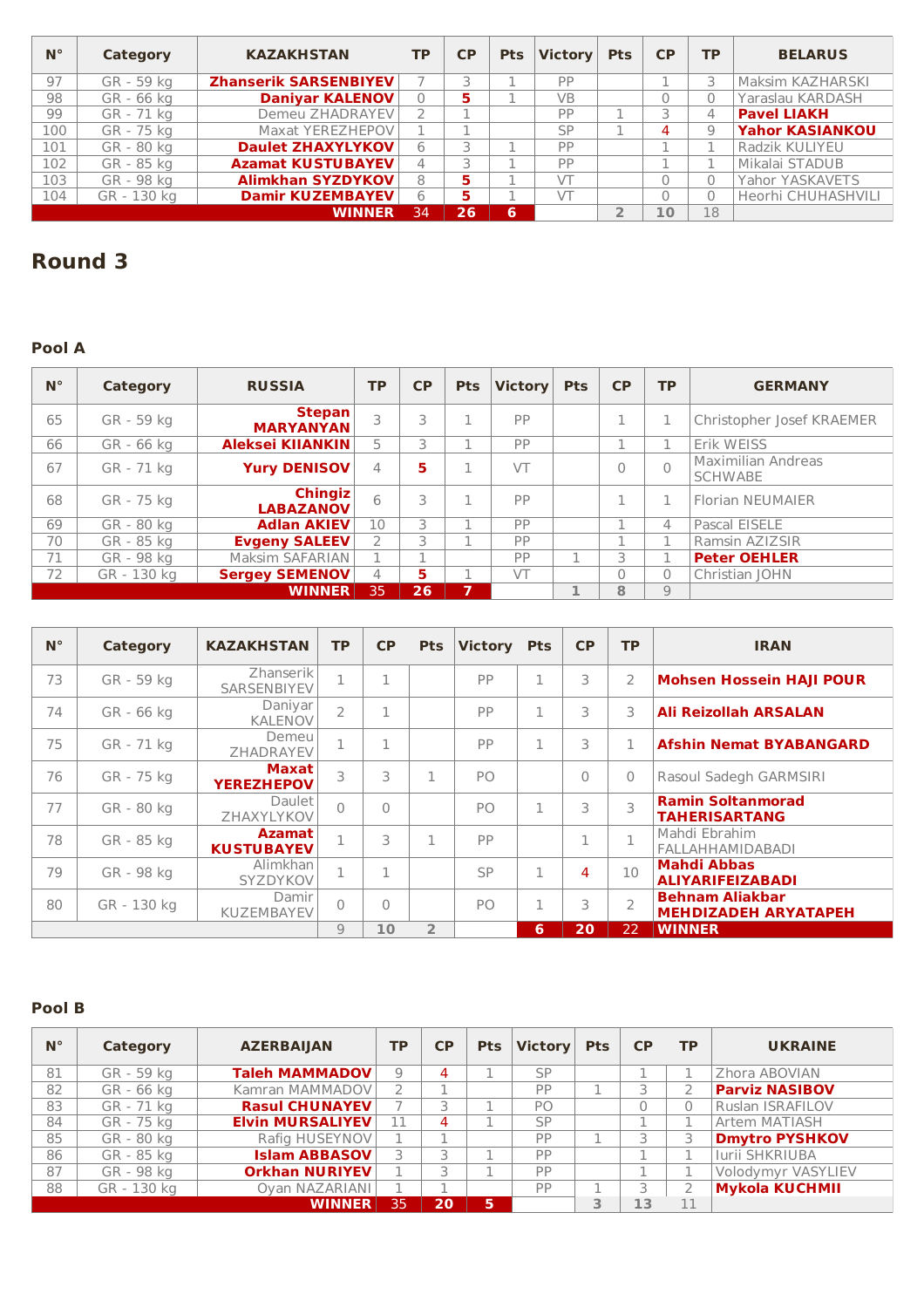| N° | Category | KAZAKHSTAN | TP | CP | Pts | Victory | Pts | CP | TP | BELARUS |
|---|---|---|---|---|---|---|---|---|---|---|
| 97 | GR - 59 kg | **Zhanserik SARSENBIYEV** | 7 | 3 | 1 | PP | | 1 | 3 | Maksim KAZHARSKI |
| 98 | GR - 66 kg | **Daniyar KALENOV** | 0 | 5 | 1 | VB | | 0 | 0 | Yaraslau KARDASH |
| 99 | GR - 71 kg | Demeu ZHADRAYEV | 2 | 1 | | PP | 1 | 3 | 4 | **Pavel LIAKH** |
| 100 | GR - 75 kg | Maxat YEREZHEPOV | 1 | 1 | | SP | 1 | 4 | 9 | **Yahor KASIANKOU** |
| 101 | GR - 80 kg | **Daulet ZHAXYLYKOV** | 6 | 3 | 1 | PP | | 1 | 1 | Radzik KULIYEU |
| 102 | GR - 85 kg | **Azamat KUSTUBAYEV** | 4 | 3 | 1 | PP | | 1 | 1 | Mikalai STADUB |
| 103 | GR - 98 kg | **Alimkhan SYZDYKOV** | 8 | 5 | 1 | VT | | 0 | 0 | Yahor YASKAVETS |
| 104 | GR - 130 kg | **Damir KUZEMBAYEV** | 6 | 5 | 1 | VT | | 0 | 0 | Heorhi CHUHASHVILI |
| | | **WINNER** | 34 | 26 | 6 | | 2 | 10 | 18 | |

## Round 3

### Pool A

| N° | Category | RUSSIA | TP | CP | Pts | Victory | Pts | CP | TP | GERMANY |
|---|---|---|---|---|---|---|---|---|---|---|
| 65 | GR - 59 kg | **Stepan MARYANYAN** | 3 | 3 | 1 | PP | | 1 | 1 | Christopher Josef KRAEMER |
| 66 | GR - 66 kg | **Aleksei KIIANKIN** | 5 | 3 | 1 | PP | | 1 | 1 | Erik WEISS |
| 67 | GR - 71 kg | **Yury DENISOV** | 4 | 5 | 1 | VT | | 0 | 0 | Maximilian Andreas SCHWABE |
| 68 | GR - 75 kg | **Chingiz LABAZANOV** | 6 | 3 | 1 | PP | | 1 | 1 | Florian NEUMAIER |
| 69 | GR - 80 kg | **Adlan AKIEV** | 10 | 3 | 1 | PP | | 1 | 4 | Pascal EISELE |
| 70 | GR - 85 kg | **Evgeny SALEEV** | 2 | 3 | 1 | PP | | 1 | 1 | Ramsin AZIZSIR |
| 71 | GR - 98 kg | Maksim SAFARIAN | 1 | 1 | | PP | 1 | 3 | 1 | **Peter OEHLER** |
| 72 | GR - 130 kg | **Sergey SEMENOV** | 4 | 5 | 1 | VT | | 0 | 0 | Christian JOHN |
| | | **WINNER** | 35 | 26 | 7 | | 1 | 8 | 9 | |

| N° | Category | KAZAKHSTAN | TP | CP | Pts | Victory | Pts | CP | TP | IRAN |
|---|---|---|---|---|---|---|---|---|---|---|
| 73 | GR - 59 kg | Zhanserik SARSENBIYEV | 1 | 1 | | PP | 1 | 3 | 2 | **Mohsen Hossein HAJI POUR** |
| 74 | GR - 66 kg | Daniyar KALENOV | 2 | 1 | | PP | 1 | 3 | 3 | **Ali Reizollah ARSALAN** |
| 75 | GR - 71 kg | Demeu ZHADRAYEV | 1 | 1 | | PP | 1 | 3 | 1 | **Afshin Nemat BYABANGARD** |
| 76 | GR - 75 kg | **Maxat YEREZHEPOV** | 3 | 3 | 1 | PO | | 0 | 0 | Rasoul Sadegh GARMSIRI |
| 77 | GR - 80 kg | Daulet ZHAXYLYKOV | 0 | 0 | | PO | 1 | 3 | 3 | **Ramin Soltanmorad TAHERISARTANG** |
| 78 | GR - 85 kg | **Azamat KUSTUBAYEV** | 1 | 3 | 1 | PP | | 1 | 1 | Mahdi Ebrahim FALLAHHAMIDABADI |
| 79 | GR - 98 kg | Alimkhan SYZDYKOV | 1 | 1 | | SP | 1 | 4 | 10 | **Mahdi Abbas ALIYARIFEIZABADI** |
| 80 | GR - 130 kg | Damir KUZEMBAYEV | 0 | 0 | | PO | 1 | 3 | 2 | **Behnam Aliakbar MEHDIZADEH ARYATAPEH** |
| | | | 9 | 10 | 2 | | 6 | 20 | 22 | **WINNER** |

### Pool B

| N° | Category | AZERBAIJAN | TP | CP | Pts | Victory | Pts | CP | TP | UKRAINE |
|---|---|---|---|---|---|---|---|---|---|---|
| 81 | GR - 59 kg | **Taleh MAMMADOV** | 9 | 4 | 1 | SP | | 1 | 1 | Zhora ABOVIAN |
| 82 | GR - 66 kg | Kamran MAMMADOV | 2 | 1 | | PP | 1 | 3 | 2 | **Parviz NASIBOV** |
| 83 | GR - 71 kg | **Rasul CHUNAYEV** | 7 | 3 | 1 | PO | | 0 | 0 | Ruslan ISRAFILOV |
| 84 | GR - 75 kg | **Elvin MURSALIYEV** | 11 | 4 | 1 | SP | | 1 | 1 | Artem MATIASH |
| 85 | GR - 80 kg | Rafig HUSEYNOV | 1 | 1 | | PP | 1 | 3 | 3 | **Dmytro PYSHKOV** |
| 86 | GR - 85 kg | **Islam ABBASOV** | 3 | 3 | 1 | PP | | 1 | 1 | Iurii SHKRIUBA |
| 87 | GR - 98 kg | **Orkhan NURIYEV** | 1 | 3 | 1 | PP | | 1 | 1 | Volodymyr VASYLIEV |
| 88 | GR - 130 kg | Oyan NAZARIANI | 1 | 1 | | PP | 1 | 3 | 2 | **Mykola KUCHMII** |
| | | **WINNER** | 35 | 20 | 5 | | 3 | 13 | 11 | |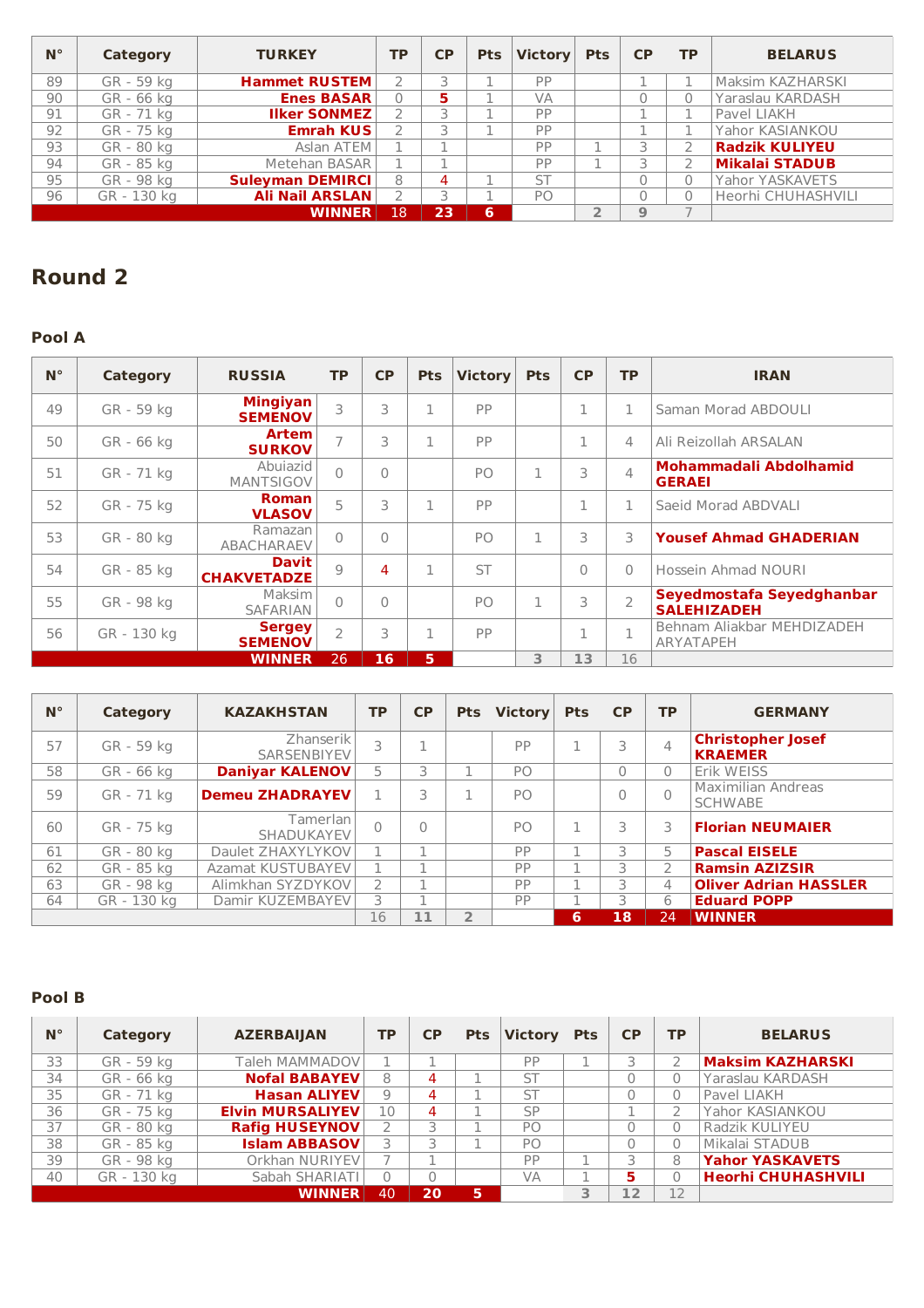| N° | Category | TURKEY | TP | CP | Pts | Victory | Pts | CP | TP | BELARUS |
|---|---|---|---|---|---|---|---|---|---|---|
| 89 | GR - 59 kg | **Hammet RUSTEM** | 2 | 3 | 1 | PP | | 1 | 1 | Maksim KAZHARSKI |
| 90 | GR - 66 kg | **Enes BASAR** | 0 | 5 | 1 | VA | | 0 | 0 | Yaraslau KARDASH |
| 91 | GR - 71 kg | **Ilker SONMEZ** | 2 | 3 | 1 | PP | | 1 | 1 | Pavel LIAKH |
| 92 | GR - 75 kg | **Emrah KUS** | 2 | 3 | 1 | PP | | 1 | 1 | Yahor KASIANKOU |
| 93 | GR - 80 kg | Aslan ATEM | 1 | 1 | | PP | 1 | 3 | 2 | **Radzik KULIYEU** |
| 94 | GR - 85 kg | Metehan BASAR | 1 | 1 | | PP | 1 | 3 | 2 | **Mikalai STADUB** |
| 95 | GR - 98 kg | **Suleyman DEMIRCI** | 8 | 4 | 1 | ST | | 0 | 0 | Yahor YASKAVETS |
| 96 | GR - 130 kg | **Ali Nail ARSLAN** | 2 | 3 | 1 | PO | | 0 | 0 | Heorhi CHUHASHVILI |
| | | **WINNER** | 18 | 23 | 6 | | 2 | 9 | 7 | |

## Round 2

### Pool A

| N° | Category | RUSSIA | TP | CP | Pts | Victory | Pts | CP | TP | IRAN |
|---|---|---|---|---|---|---|---|---|---|---|
| 49 | GR - 59 kg | **Mingiyan SEMENOV** | 3 | 3 | 1 | PP | | 1 | 1 | Saman Morad ABDOULI |
| 50 | GR - 66 kg | **Artem SURKOV** | 7 | 3 | 1 | PP | | 1 | 4 | Ali Reizollah ARSALAN |
| 51 | GR - 71 kg | Abuiazid MANTSIGOV | 0 | 0 | | PO | 1 | 3 | 4 | **Mohammadali Abdolhamid GERAEI** |
| 52 | GR - 75 kg | **Roman VLASOV** | 5 | 3 | 1 | PP | | 1 | 1 | Saeid Morad ABDVALI |
| 53 | GR - 80 kg | Ramazan ABACHARAEV | 0 | 0 | | PO | 1 | 3 | 3 | **Yousef Ahmad GHADERIAN** |
| 54 | GR - 85 kg | **Davit CHAKVETADZE** | 9 | 4 | 1 | ST | | 0 | 0 | Hossein Ahmad NOURI |
| 55 | GR - 98 kg | Maksim SAFARIAN | 0 | 0 | | PO | 1 | 3 | 2 | **Seyedmostafa Seyedghanbar SALEHIZADEH** |
| 56 | GR - 130 kg | **Sergey SEMENOV** | 2 | 3 | 1 | PP | | 1 | 1 | Behnam Aliakbar MEHDIZADEH ARYATAPEH |
| | | **WINNER** | 26 | 16 | 5 | | 3 | 13 | 16 | |

| N° | Category | KAZAKHSTAN | TP | CP | Pts | Victory | Pts | CP | TP | GERMANY |
|---|---|---|---|---|---|---|---|---|---|---|
| 57 | GR - 59 kg | Zhanserik SARSENBIYEV | 3 | 1 | | PP | 1 | 3 | 4 | **Christopher Josef KRAEMER** |
| 58 | GR - 66 kg | **Daniyar KALENOV** | 5 | 3 | 1 | PO | | 0 | 0 | Erik WEISS |
| 59 | GR - 71 kg | **Demeu ZHADRAYEV** | 1 | 3 | 1 | PO | | 0 | 0 | Maximilian Andreas SCHWABE |
| 60 | GR - 75 kg | Tamerlan SHADUKAYEV | 0 | 0 | | PO | 1 | 3 | 3 | **Florian NEUMAIER** |
| 61 | GR - 80 kg | Daulet ZHAXYLYKOV | 1 | 1 | | PP | 1 | 3 | 5 | **Pascal EISELE** |
| 62 | GR - 85 kg | Azamat KUSTUBAYEV | 1 | 1 | | PP | 1 | 3 | 2 | **Ramsin AZIZSIR** |
| 63 | GR - 98 kg | Alimkhan SYZDYKOV | 2 | 1 | | PP | 1 | 3 | 4 | **Oliver Adrian HASSLER** |
| 64 | GR - 130 kg | Damir KUZEMBAYEV | 3 | 1 | | PP | 1 | 3 | 6 | **Eduard POPP** |
| | | | 16 | 11 | 2 | | 6 | 18 | 24 | **WINNER** |

### Pool B

| N° | Category | AZERBAIJAN | TP | CP | Pts | Victory | Pts | CP | TP | BELARUS |
|---|---|---|---|---|---|---|---|---|---|---|
| 33 | GR - 59 kg | Taleh MAMMADOV | 1 | 1 | | PP | 1 | 3 | 2 | **Maksim KAZHARSKI** |
| 34 | GR - 66 kg | **Nofal BABAYEV** | 8 | 4 | 1 | ST | | 0 | 0 | Yaraslau KARDASH |
| 35 | GR - 71 kg | **Hasan ALIYEV** | 9 | 4 | 1 | ST | | 0 | 0 | Pavel LIAKH |
| 36 | GR - 75 kg | **Elvin MURSALIYEV** | 10 | 4 | 1 | SP | | 1 | 2 | Yahor KASIANKOU |
| 37 | GR - 80 kg | **Rafig HUSEYNOV** | 2 | 3 | 1 | PO | | 0 | 0 | Radzik KULIYEU |
| 38 | GR - 85 kg | **Islam ABBASOV** | 3 | 3 | 1 | PO | | 0 | 0 | Mikalai STADUB |
| 39 | GR - 98 kg | Orkhan NURIYEV | 7 | 1 | | PP | 1 | 3 | 8 | **Yahor YASKAVETS** |
| 40 | GR - 130 kg | Sabah SHARIATI | 0 | 0 | | VA | 1 | 5 | 0 | **Heorhi CHUHASHVILI** |
| | | **WINNER** | 40 | 20 | 5 | | 3 | 12 | 12 | |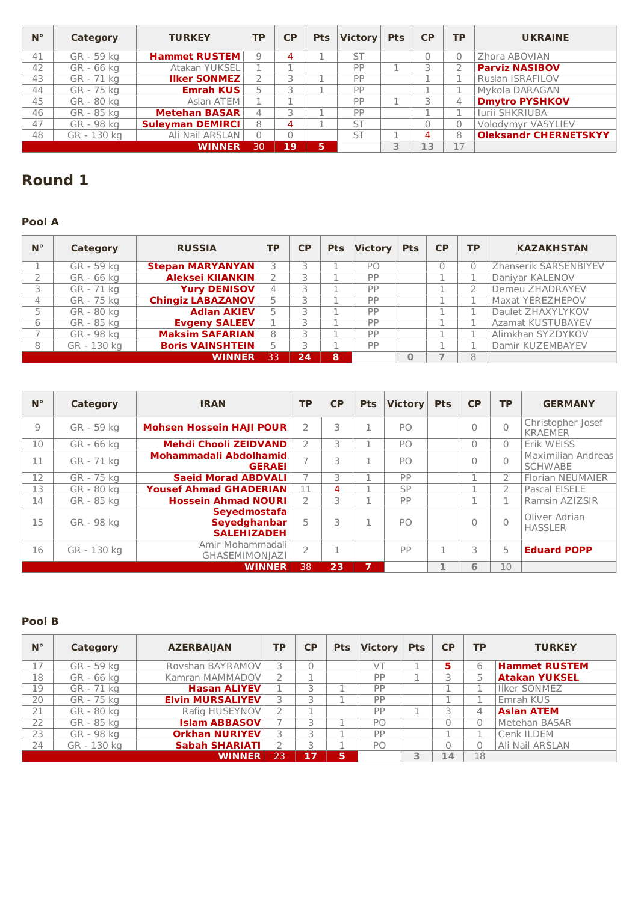| N° | Category | TURKEY | TP | CP | Pts | Victory | Pts | CP | TP | UKRAINE |
|---|---|---|---|---|---|---|---|---|---|---|
| 41 | GR - 59 kg | **Hammet RUSTEM** | 9 | 4 | 1 | ST | | 0 | 0 | Zhora ABOVIAN |
| 42 | GR - 66 kg | Atakan YUKSEL | 1 | 1 | | PP | 1 | 3 | 2 | **Parviz NASIBOV** |
| 43 | GR - 71 kg | **Ilker SONMEZ** | 2 | 3 | 1 | PP | | 1 | 1 | Ruslan ISRAFILOV |
| 44 | GR - 75 kg | **Emrah KUS** | 5 | 3 | 1 | PP | | 1 | 1 | Mykola DARAGAN |
| 45 | GR - 80 kg | Aslan ATEM | 1 | 1 | | PP | 1 | 3 | 4 | **Dmytro PYSHKOV** |
| 46 | GR - 85 kg | **Metehan BASAR** | 4 | 3 | 1 | PP | | 1 | 1 | Iurii SHKRIUBA |
| 47 | GR - 98 kg | **Suleyman DEMIRCI** | 8 | 4 | 1 | ST | | 0 | 0 | Volodymyr VASYLIEV |
| 48 | GR - 130 kg | Ali Nail ARSLAN | 0 | 0 | | ST | 1 | 4 | 8 | **Oleksandr CHERNETSKYY** |
| | | **WINNER** | 30 | **19** | **5** | | 3 | 13 | 17 | |

# Round 1

## Pool A

| N° | Category | RUSSIA | TP | CP | Pts | Victory | Pts | CP | TP | KAZAKHSTAN |
|---|---|---|---|---|---|---|---|---|---|---|
| 1 | GR - 59 kg | **Stepan MARYANYAN** | 3 | 3 | 1 | PO | | 0 | 0 | Zhanserik SARSENBIYEV |
| 2 | GR - 66 kg | **Aleksei KIIANKIN** | 2 | 3 | 1 | PP | | 1 | 1 | Daniyar KALENOV |
| 3 | GR - 71 kg | **Yury DENISOV** | 4 | 3 | 1 | PP | | 1 | 2 | Demeu ZHADRAYEV |
| 4 | GR - 75 kg | **Chingiz LABAZANOV** | 5 | 3 | 1 | PP | | 1 | 1 | Maxat YEREZHEPOV |
| 5 | GR - 80 kg | **Adlan AKIEV** | 5 | 3 | 1 | PP | | 1 | 1 | Daulet ZHAXYLYKOV |
| 6 | GR - 85 kg | **Evgeny SALEEV** | 1 | 3 | 1 | PP | | 1 | 1 | Azamat KUSTUBAYEV |
| 7 | GR - 98 kg | **Maksim SAFARIAN** | 8 | 3 | 1 | PP | | 1 | 1 | Alimkhan SYZDYKOV |
| 8 | GR - 130 kg | **Boris VAINSHTEIN** | 5 | 3 | 1 | PP | | 1 | 1 | Damir KUZEMBAYEV |
| | | **WINNER** | 33 | **24** | **8** | | 0 | 7 | 8 | |

| N° | Category | IRAN | TP | CP | Pts | Victory | Pts | CP | TP | GERMANY |
|---|---|---|---|---|---|---|---|---|---|---|
| 9 | GR - 59 kg | **Mohsen Hossein HAJI POUR** | 2 | 3 | 1 | PO | | 0 | 0 | Christopher Josef KRAEMER |
| 10 | GR - 66 kg | **Mehdi Chooli ZEIDVAND** | 2 | 3 | 1 | PO | | 0 | 0 | Erik WEISS |
| 11 | GR - 71 kg | **Mohammadali Abdolhamid GERAEI** | 7 | 3 | 1 | PO | | 0 | 0 | Maximilian Andreas SCHWABE |
| 12 | GR - 75 kg | **Saeid Morad ABDVALI** | 7 | 3 | 1 | PP | | 1 | 2 | Florian NEUMAIER |
| 13 | GR - 80 kg | **Yousef Ahmad GHADERIAN** | 11 | 4 | 1 | SP | | 1 | 2 | Pascal EISELE |
| 14 | GR - 85 kg | **Hossein Ahmad NOURI** | 2 | 3 | 1 | PP | | 1 | 1 | Ramsin AZIZSIR |
| 15 | GR - 98 kg | **Seyedmostafa Seyedghanbar SALEHIZADEH** | 5 | 3 | 1 | PO | | 0 | 0 | Oliver Adrian HASSLER |
| 16 | GR - 130 kg | Amir Mohammadali GHASEMIMONJAZI | 2 | 1 | | PP | 1 | 3 | 5 | **Eduard POPP** |
| | | **WINNER** | 38 | **23** | **7** | | 1 | 6 | 10 | |

## Pool B

| N° | Category | AZERBAIJAN | TP | CP | Pts | Victory | Pts | CP | TP | TURKEY |
|---|---|---|---|---|---|---|---|---|---|---|
| 17 | GR - 59 kg | Rovshan BAYRAMOV | 3 | 0 | | VT | 1 | 5 | 6 | **Hammet RUSTEM** |
| 18 | GR - 66 kg | Kamran MAMMADOV | 2 | 1 | | PP | 1 | 3 | 5 | **Atakan YUKSEL** |
| 19 | GR - 71 kg | **Hasan ALIYEV** | 1 | 3 | 1 | PP | | 1 | 1 | Ilker SONMEZ |
| 20 | GR - 75 kg | **Elvin MURSALIYEV** | 3 | 3 | 1 | PP | | 1 | 1 | Emrah KUS |
| 21 | GR - 80 kg | Rafig HUSEYNOV | 2 | 1 | | PP | 1 | 3 | 4 | **Aslan ATEM** |
| 22 | GR - 85 kg | **Islam ABBASOV** | 7 | 3 | 1 | PO | | 0 | 0 | Metehan BASAR |
| 23 | GR - 98 kg | **Orkhan NURIYEV** | 3 | 3 | 1 | PP | | 1 | 1 | Cenk ILDEM |
| 24 | GR - 130 kg | **Sabah SHARIATI** | 2 | 3 | 1 | PO | | 0 | 0 | Ali Nail ARSLAN |
| | | **WINNER** | 23 | **17** | **5** | | 3 | 14 | 18 | |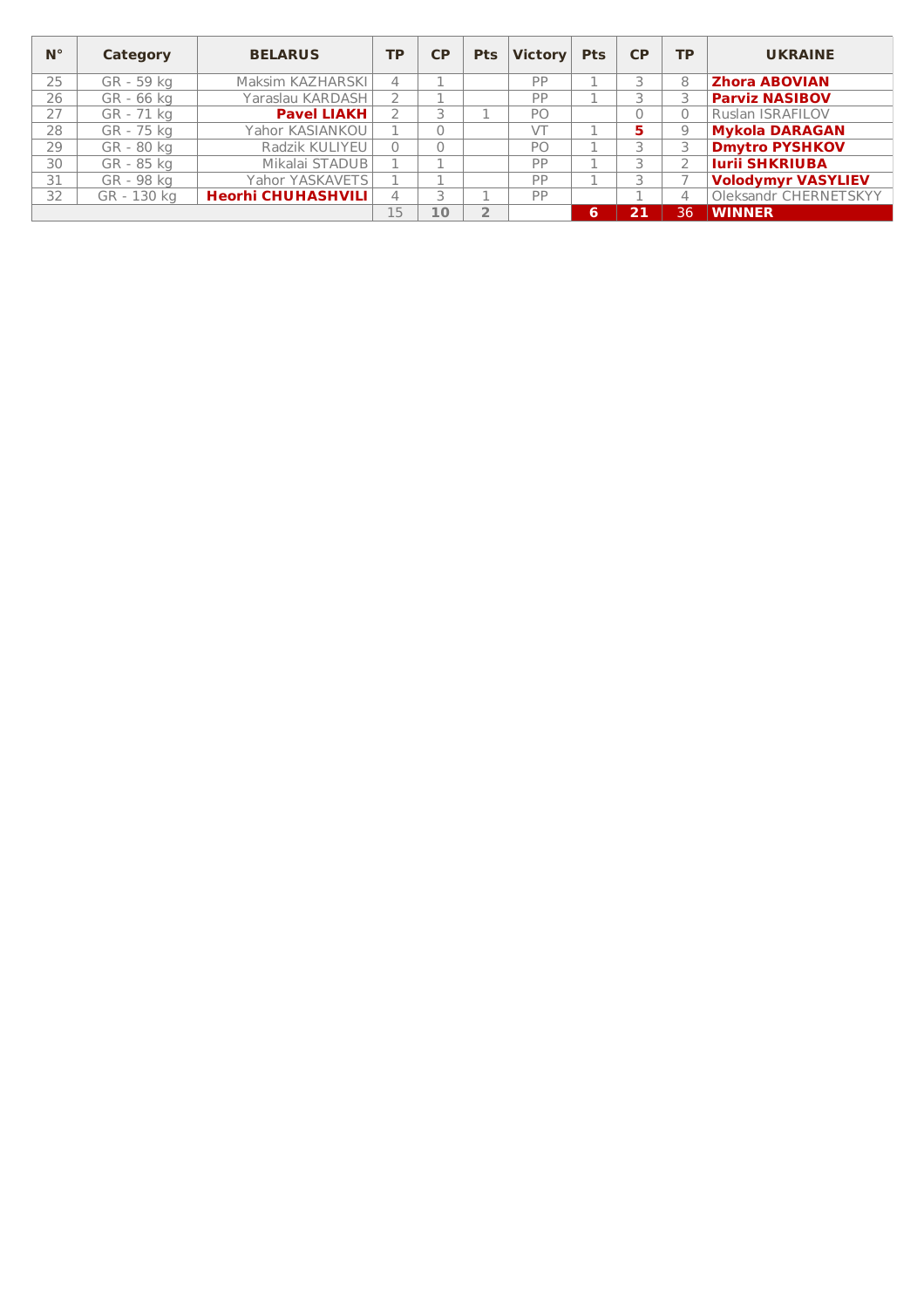| N° | Category | BELARUS | TP | CP | Pts | Victory | Pts | CP | TP | UKRAINE |
|---|---|---|---|---|---|---|---|---|---|---|
| 25 | GR - 59 kg | Maksim KAZHARSKI | 4 | 1 | | PP | 1 | 3 | 8 | **Zhora ABOVIAN** |
| 26 | GR - 66 kg | Yaraslau KARDASH | 2 | 1 | | PP | 1 | 3 | 3 | **Parviz NASIBOV** |
| 27 | GR - 71 kg | **Pavel LIAKH** | 2 | 3 | 1 | PO | | 0 | 0 | Ruslan ISRAFILOV |
| 28 | GR - 75 kg | Yahor KASIANKOU | 1 | 0 | | VT | 1 | **5** | 9 | **Mykola DARAGAN** |
| 29 | GR - 80 kg | Radzik KULIYEU | 0 | 0 | | PO | 1 | 3 | 3 | **Dmytro PYSHKOV** |
| 30 | GR - 85 kg | Mikalai STADUB | 1 | 1 | | PP | 1 | 3 | 2 | **Iurii SHKRIUBA** |
| 31 | GR - 98 kg | Yahor YASKAVETS | 1 | 1 | | PP | 1 | 3 | 7 | **Volodymyr VASYLIEV** |
| 32 | GR - 130 kg | **Heorhi CHUHASHVILI** | 4 | 3 | 1 | PP | | 1 | 4 | Oleksandr CHERNETSKYY |
| | | | 15 | **10** | **2** | | **6** | **21** | 36 | **WINNER** |